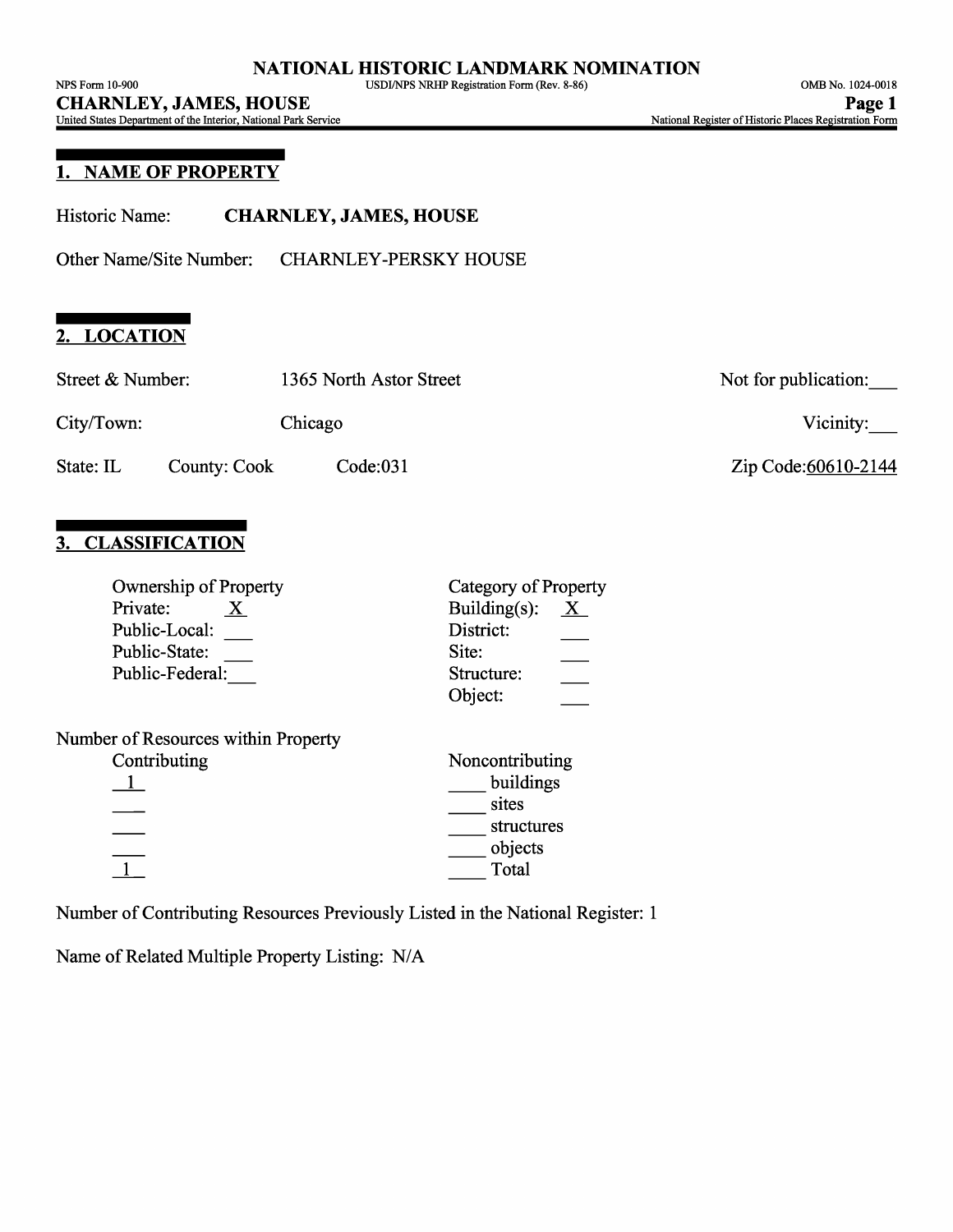## 1. NAME OF PROPERTY

Historic Name: **CHARNLEY, JAMES, HOUSE**

Other Name/Site Number: CHARNLEY-PERSKY HOUSE

## 2. LOCATION

Street & Number: 1365 North Astor Street — Not for publication: ___

City/Town: Chicago — Vicinity: ___

State: IL — County: Cook — Code: 031 — Zip Code: 60610-2144

## 3. CLASSIFICATION

| Ownership of Property | | Category of Property | |
|---|---|---|---|
| Private: | X | Building(s): | X |
| Public-Local: | ___ | District: | ___ |
| Public-State: | ___ | Site: | ___ |
| Public-Federal: | ___ | Structure: | ___ |
| | | Object: | ___ |

Number of Resources within Property

| Contributing | Noncontributing | |
|---|---|---|
| 1 | ____ | buildings |
| ___ | ____ | sites |
| ___ | ____ | structures |
| ___ | ____ | objects |
| 1 | ____ | Total |

Number of Contributing Resources Previously Listed in the National Register: 1

Name of Related Multiple Property Listing: N/A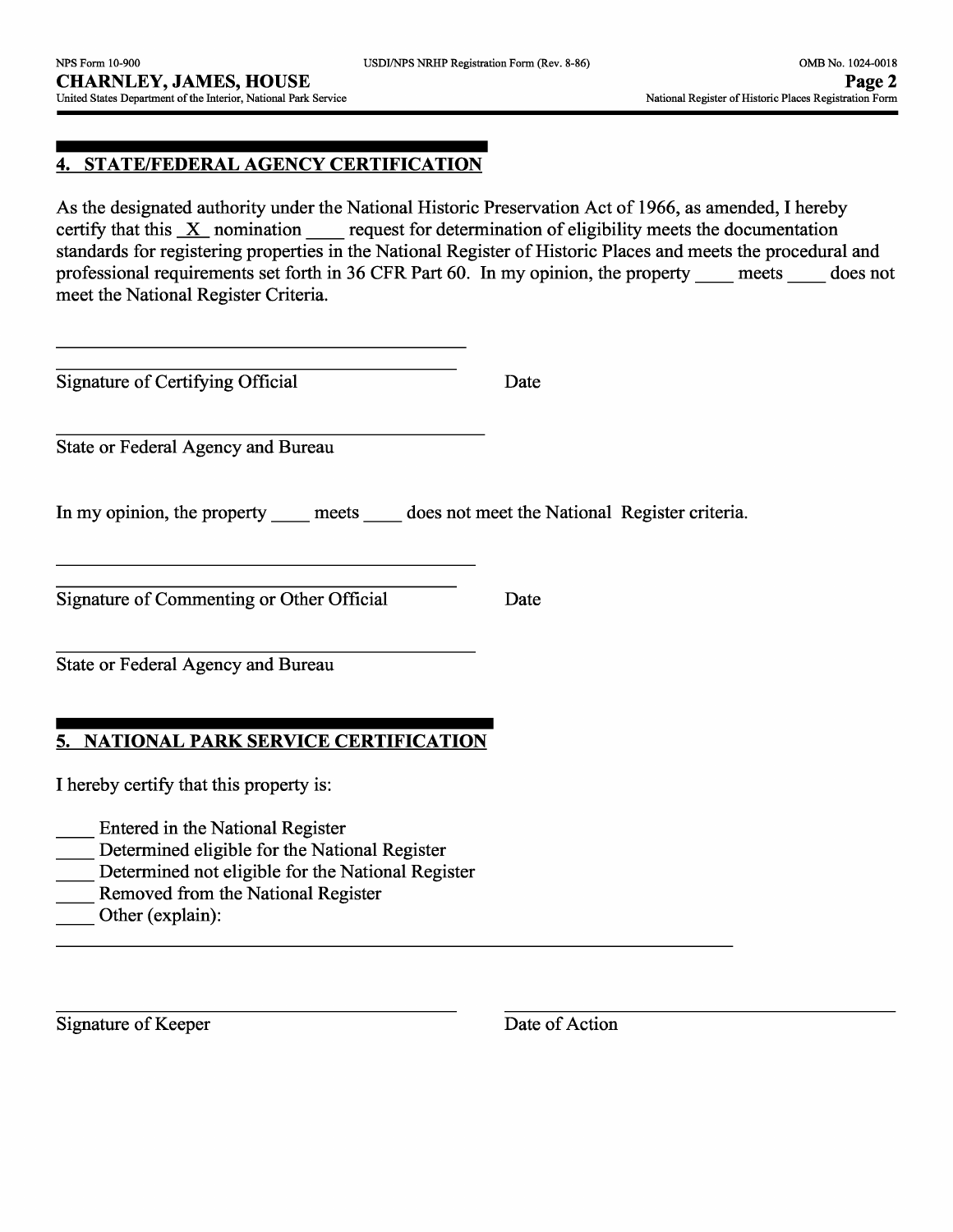## 4. STATE/FEDERAL AGENCY CERTIFICATION

As the designated authority under the National Historic Preservation Act of 1966, as amended, I hereby certify that this _X_ nomination ____ request for determination of eligibility meets the documentation standards for registering properties in the National Register of Historic Places and meets the procedural and professional requirements set forth in 36 CFR Part 60. In my opinion, the property ____ meets ____ does not meet the National Register Criteria.

_____________________________________________

Signature of Certifying Official                    Date

_____________________________________________

State or Federal Agency and Bureau

In my opinion, the property ____ meets ____ does not meet the National Register criteria.

_____________________________________________

Signature of Commenting or Other Official                    Date

_____________________________________________

State or Federal Agency and Bureau

## 5. NATIONAL PARK SERVICE CERTIFICATION

I hereby certify that this property is:

____ Entered in the National Register
____ Determined eligible for the National Register
____ Determined not eligible for the National Register
____ Removed from the National Register
____ Other (explain):

_____________________________________________________________________________

_____________________________________________          _____________________________________________

Signature of Keeper                    Date of Action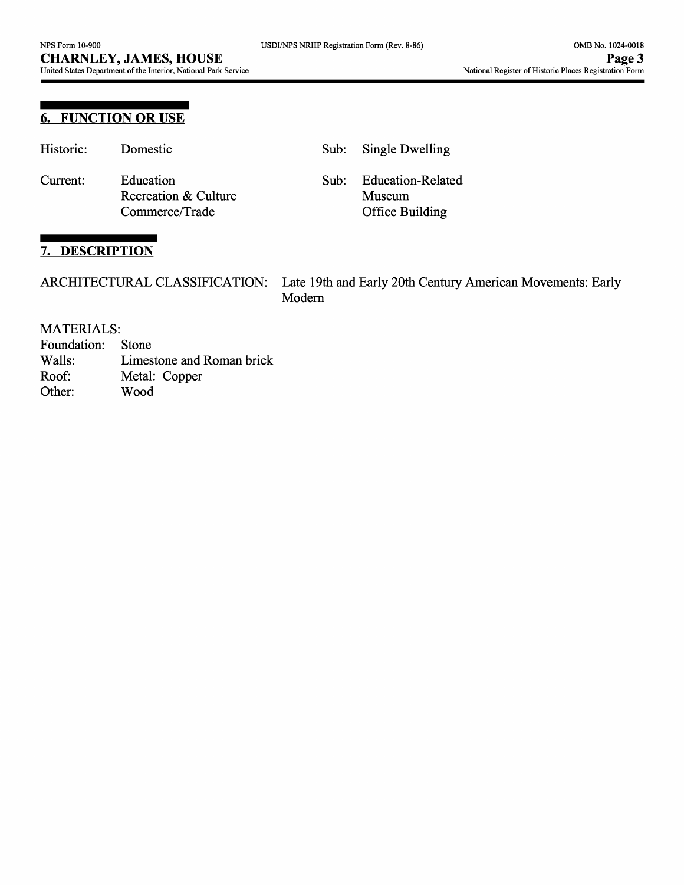## 6. FUNCTION OR USE

| | | | |
|---|---|---|---|
| Historic: | Domestic | Sub: | Single Dwelling |
| Current: | Education<br>Recreation & Culture<br>Commerce/Trade | Sub: | Education-Related<br>Museum<br>Office Building |

## 7. DESCRIPTION

ARCHITECTURAL CLASSIFICATION: Late 19th and Early 20th Century American Movements: Early Modern

MATERIALS:
Foundation: Stone
Walls: Limestone and Roman brick
Roof: Metal: Copper
Other: Wood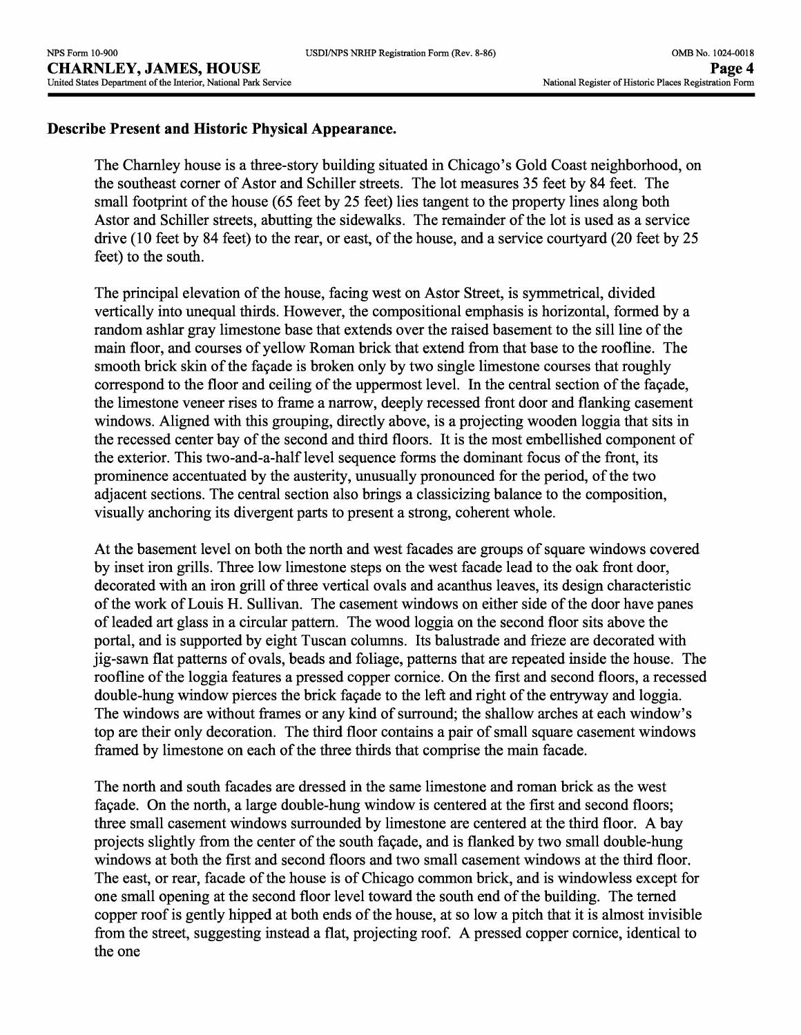## Describe Present and Historic Physical Appearance.

The Charnley house is a three-story building situated in Chicago's Gold Coast neighborhood, on the southeast corner of Astor and Schiller streets. The lot measures 35 feet by 84 feet. The small footprint of the house (65 feet by 25 feet) lies tangent to the property lines along both Astor and Schiller streets, abutting the sidewalks. The remainder of the lot is used as a service drive (10 feet by 84 feet) to the rear, or east, of the house, and a service courtyard (20 feet by 25 feet) to the south.

The principal elevation of the house, facing west on Astor Street, is symmetrical, divided vertically into unequal thirds. However, the compositional emphasis is horizontal, formed by a random ashlar gray limestone base that extends over the raised basement to the sill line of the main floor, and courses of yellow Roman brick that extend from that base to the roofline. The smooth brick skin of the façade is broken only by two single limestone courses that roughly correspond to the floor and ceiling of the uppermost level. In the central section of the façade, the limestone veneer rises to frame a narrow, deeply recessed front door and flanking casement windows. Aligned with this grouping, directly above, is a projecting wooden loggia that sits in the recessed center bay of the second and third floors. It is the most embellished component of the exterior. This two-and-a-half level sequence forms the dominant focus of the front, its prominence accentuated by the austerity, unusually pronounced for the period, of the two adjacent sections. The central section also brings a classicizing balance to the composition, visually anchoring its divergent parts to present a strong, coherent whole.

At the basement level on both the north and west facades are groups of square windows covered by inset iron grills. Three low limestone steps on the west facade lead to the oak front door, decorated with an iron grill of three vertical ovals and acanthus leaves, its design characteristic of the work of Louis H. Sullivan. The casement windows on either side of the door have panes of leaded art glass in a circular pattern. The wood loggia on the second floor sits above the portal, and is supported by eight Tuscan columns. Its balustrade and frieze are decorated with jig-sawn flat patterns of ovals, beads and foliage, patterns that are repeated inside the house. The roofline of the loggia features a pressed copper cornice. On the first and second floors, a recessed double-hung window pierces the brick façade to the left and right of the entryway and loggia. The windows are without frames or any kind of surround; the shallow arches at each window's top are their only decoration. The third floor contains a pair of small square casement windows framed by limestone on each of the three thirds that comprise the main facade.

The north and south facades are dressed in the same limestone and roman brick as the west façade. On the north, a large double-hung window is centered at the first and second floors; three small casement windows surrounded by limestone are centered at the third floor. A bay projects slightly from the center of the south façade, and is flanked by two small double-hung windows at both the first and second floors and two small casement windows at the third floor. The east, or rear, facade of the house is of Chicago common brick, and is windowless except for one small opening at the second floor level toward the south end of the building. The terned copper roof is gently hipped at both ends of the house, at so low a pitch that it is almost invisible from the street, suggesting instead a flat, projecting roof. A pressed copper cornice, identical to the one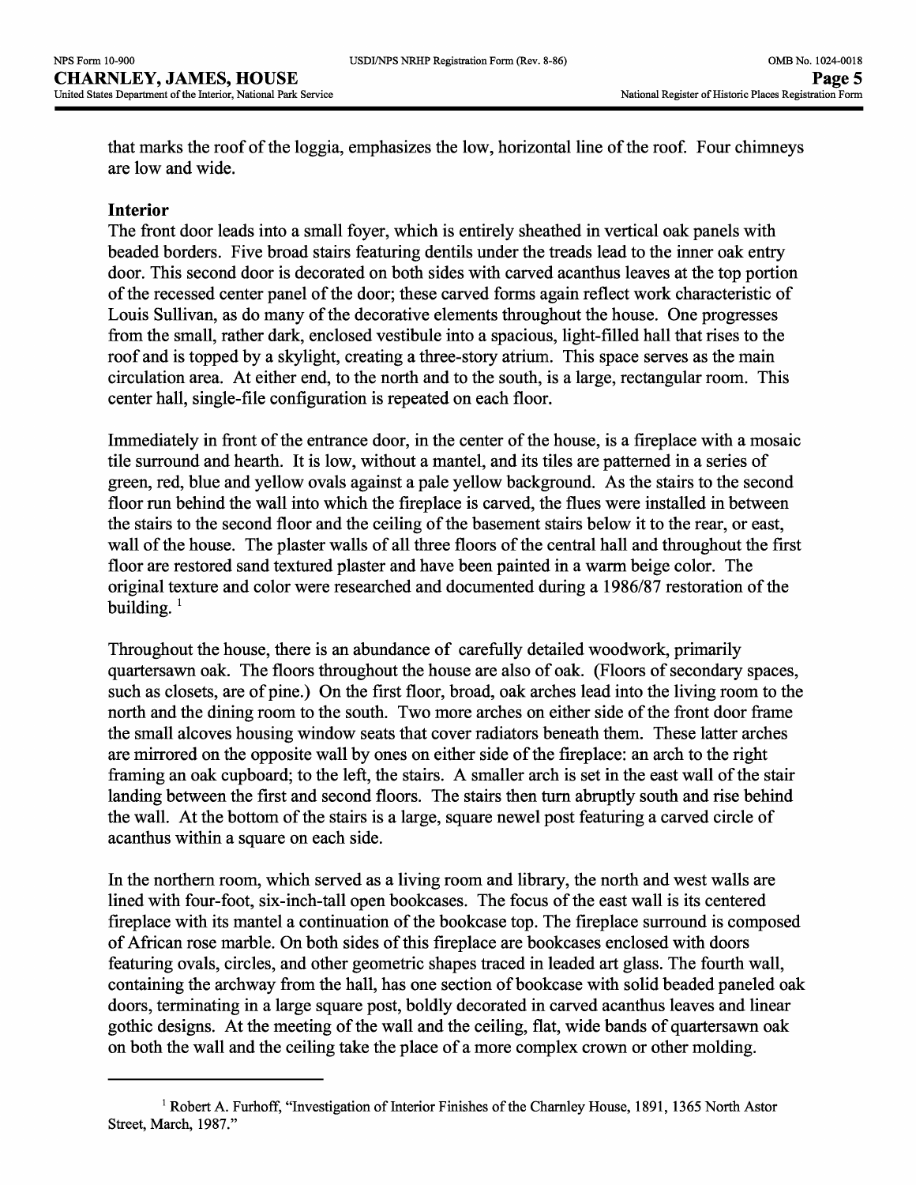that marks the roof of the loggia, emphasizes the low, horizontal line of the roof. Four chimneys are low and wide.

### Interior

The front door leads into a small foyer, which is entirely sheathed in vertical oak panels with beaded borders. Five broad stairs featuring dentils under the treads lead to the inner oak entry door. This second door is decorated on both sides with carved acanthus leaves at the top portion of the recessed center panel of the door; these carved forms again reflect work characteristic of Louis Sullivan, as do many of the decorative elements throughout the house. One progresses from the small, rather dark, enclosed vestibule into a spacious, light-filled hall that rises to the roof and is topped by a skylight, creating a three-story atrium. This space serves as the main circulation area. At either end, to the north and to the south, is a large, rectangular room. This center hall, single-file configuration is repeated on each floor.

Immediately in front of the entrance door, in the center of the house, is a fireplace with a mosaic tile surround and hearth. It is low, without a mantel, and its tiles are patterned in a series of green, red, blue and yellow ovals against a pale yellow background. As the stairs to the second floor run behind the wall into which the fireplace is carved, the flues were installed in between the stairs to the second floor and the ceiling of the basement stairs below it to the rear, or east, wall of the house. The plaster walls of all three floors of the central hall and throughout the first floor are restored sand textured plaster and have been painted in a warm beige color. The original texture and color were researched and documented during a 1986/87 restoration of the building. [1]

Throughout the house, there is an abundance of carefully detailed woodwork, primarily quartersawn oak. The floors throughout the house are also of oak. (Floors of secondary spaces, such as closets, are of pine.) On the first floor, broad, oak arches lead into the living room to the north and the dining room to the south. Two more arches on either side of the front door frame the small alcoves housing window seats that cover radiators beneath them. These latter arches are mirrored on the opposite wall by ones on either side of the fireplace: an arch to the right framing an oak cupboard; to the left, the stairs. A smaller arch is set in the east wall of the stair landing between the first and second floors. The stairs then turn abruptly south and rise behind the wall. At the bottom of the stairs is a large, square newel post featuring a carved circle of acanthus within a square on each side.

In the northern room, which served as a living room and library, the north and west walls are lined with four-foot, six-inch-tall open bookcases. The focus of the east wall is its centered fireplace with its mantel a continuation of the bookcase top. The fireplace surround is composed of African rose marble. On both sides of this fireplace are bookcases enclosed with doors featuring ovals, circles, and other geometric shapes traced in leaded art glass. The fourth wall, containing the archway from the hall, has one section of bookcase with solid beaded paneled oak doors, terminating in a large square post, boldly decorated in carved acanthus leaves and linear gothic designs. At the meeting of the wall and the ceiling, flat, wide bands of quartersawn oak on both the wall and the ceiling take the place of a more complex crown or other molding.

---

[1] Robert A. Furhoff, "Investigation of Interior Finishes of the Charnley House, 1891, 1365 North Astor Street, March, 1987."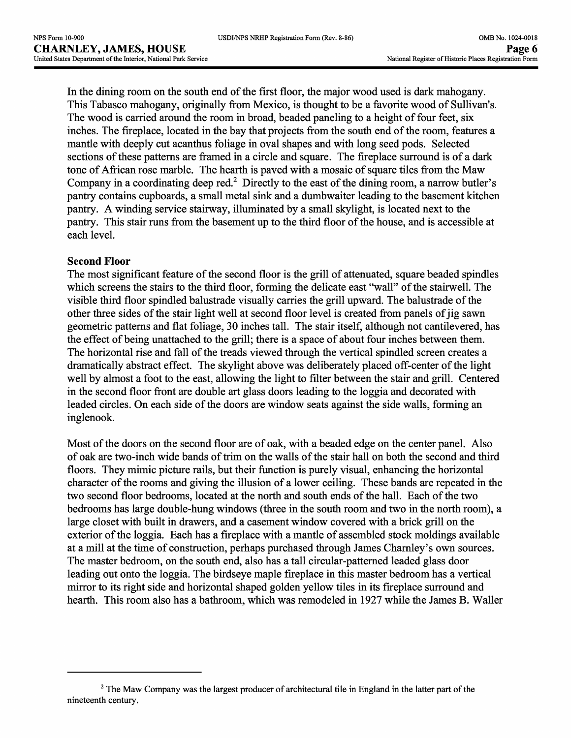In the dining room on the south end of the first floor, the major wood used is dark mahogany. This Tabasco mahogany, originally from Mexico, is thought to be a favorite wood of Sullivan's. The wood is carried around the room in broad, beaded paneling to a height of four feet, six inches. The fireplace, located in the bay that projects from the south end of the room, features a mantle with deeply cut acanthus foliage in oval shapes and with long seed pods. Selected sections of these patterns are framed in a circle and square. The fireplace surround is of a dark tone of African rose marble. The hearth is paved with a mosaic of square tiles from the Maw Company in a coordinating deep red.[2] Directly to the east of the dining room, a narrow butler's pantry contains cupboards, a small metal sink and a dumbwaiter leading to the basement kitchen pantry. A winding service stairway, illuminated by a small skylight, is located next to the pantry. This stair runs from the basement up to the third floor of the house, and is accessible at each level.

**Second Floor**

The most significant feature of the second floor is the grill of attenuated, square beaded spindles which screens the stairs to the third floor, forming the delicate east "wall" of the stairwell. The visible third floor spindled balustrade visually carries the grill upward. The balustrade of the other three sides of the stair light well at second floor level is created from panels of jig sawn geometric patterns and flat foliage, 30 inches tall. The stair itself, although not cantilevered, has the effect of being unattached to the grill; there is a space of about four inches between them. The horizontal rise and fall of the treads viewed through the vertical spindled screen creates a dramatically abstract effect. The skylight above was deliberately placed off-center of the light well by almost a foot to the east, allowing the light to filter between the stair and grill. Centered in the second floor front are double art glass doors leading to the loggia and decorated with leaded circles. On each side of the doors are window seats against the side walls, forming an inglenook.

Most of the doors on the second floor are of oak, with a beaded edge on the center panel. Also of oak are two-inch wide bands of trim on the walls of the stair hall on both the second and third floors. They mimic picture rails, but their function is purely visual, enhancing the horizontal character of the rooms and giving the illusion of a lower ceiling. These bands are repeated in the two second floor bedrooms, located at the north and south ends of the hall. Each of the two bedrooms has large double-hung windows (three in the south room and two in the north room), a large closet with built in drawers, and a casement window covered with a brick grill on the exterior of the loggia. Each has a fireplace with a mantle of assembled stock moldings available at a mill at the time of construction, perhaps purchased through James Charnley's own sources. The master bedroom, on the south end, also has a tall circular-patterned leaded glass door leading out onto the loggia. The birdseye maple fireplace in this master bedroom has a vertical mirror to its right side and horizontal shaped golden yellow tiles in its fireplace surround and hearth. This room also has a bathroom, which was remodeled in 1927 while the James B. Waller

---

[2] The Maw Company was the largest producer of architectural tile in England in the latter part of the nineteenth century.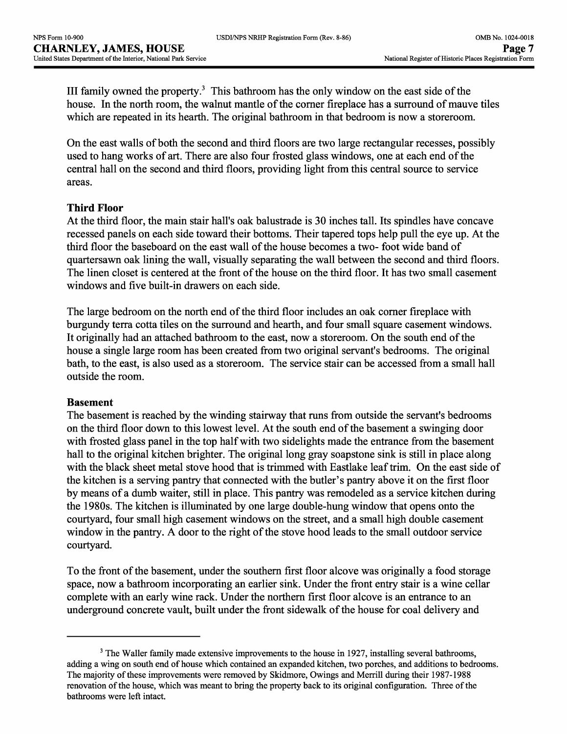III family owned the property.[3] This bathroom has the only window on the east side of the house. In the north room, the walnut mantle of the corner fireplace has a surround of mauve tiles which are repeated in its hearth. The original bathroom in that bedroom is now a storeroom.

On the east walls of both the second and third floors are two large rectangular recesses, possibly used to hang works of art. There are also four frosted glass windows, one at each end of the central hall on the second and third floors, providing light from this central source to service areas.

**Third Floor**

At the third floor, the main stair hall's oak balustrade is 30 inches tall. Its spindles have concave recessed panels on each side toward their bottoms. Their tapered tops help pull the eye up. At the third floor the baseboard on the east wall of the house becomes a two- foot wide band of quartersawn oak lining the wall, visually separating the wall between the second and third floors. The linen closet is centered at the front of the house on the third floor. It has two small casement windows and five built-in drawers on each side.

The large bedroom on the north end of the third floor includes an oak corner fireplace with burgundy terra cotta tiles on the surround and hearth, and four small square casement windows. It originally had an attached bathroom to the east, now a storeroom. On the south end of the house a single large room has been created from two original servant's bedrooms. The original bath, to the east, is also used as a storeroom. The service stair can be accessed from a small hall outside the room.

**Basement**

The basement is reached by the winding stairway that runs from outside the servant's bedrooms on the third floor down to this lowest level. At the south end of the basement a swinging door with frosted glass panel in the top half with two sidelights made the entrance from the basement hall to the original kitchen brighter. The original long gray soapstone sink is still in place along with the black sheet metal stove hood that is trimmed with Eastlake leaf trim. On the east side of the kitchen is a serving pantry that connected with the butler's pantry above it on the first floor by means of a dumb waiter, still in place. This pantry was remodeled as a service kitchen during the 1980s. The kitchen is illuminated by one large double-hung window that opens onto the courtyard, four small high casement windows on the street, and a small high double casement window in the pantry. A door to the right of the stove hood leads to the small outdoor service courtyard.

To the front of the basement, under the southern first floor alcove was originally a food storage space, now a bathroom incorporating an earlier sink. Under the front entry stair is a wine cellar complete with an early wine rack. Under the northern first floor alcove is an entrance to an underground concrete vault, built under the front sidewalk of the house for coal delivery and

---

[3] The Waller family made extensive improvements to the house in 1927, installing several bathrooms, adding a wing on south end of house which contained an expanded kitchen, two porches, and additions to bedrooms. The majority of these improvements were removed by Skidmore, Owings and Merrill during their 1987-1988 renovation of the house, which was meant to bring the property back to its original configuration. Three of the bathrooms were left intact.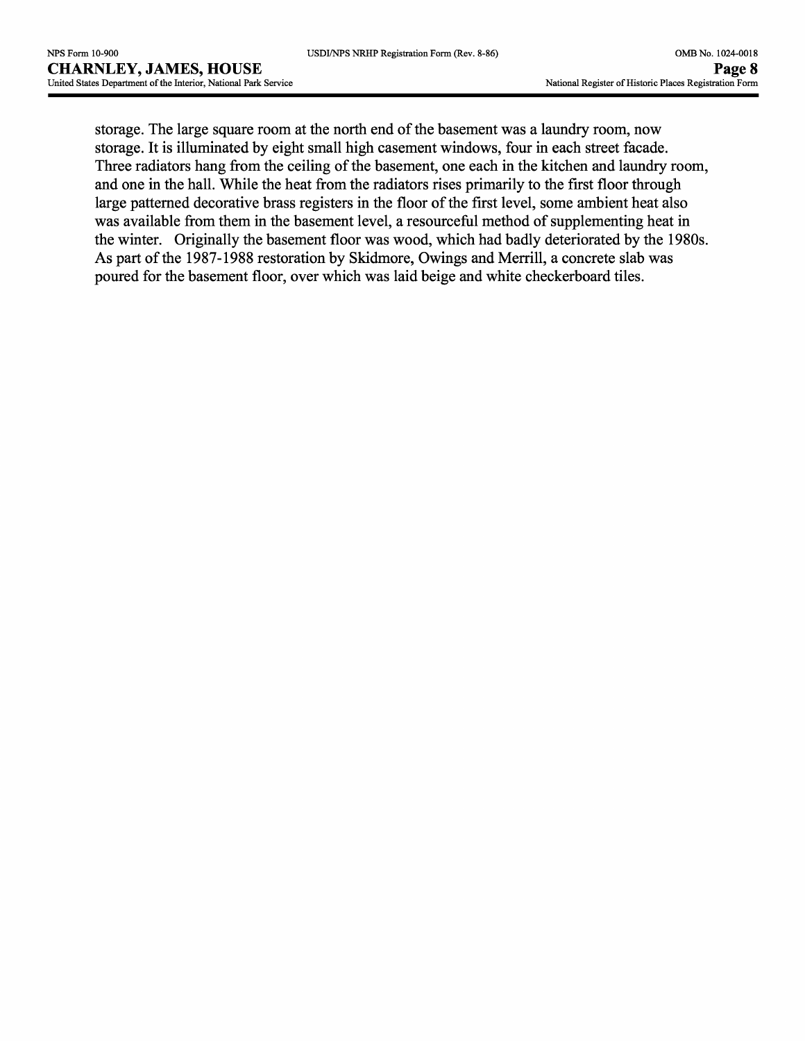storage. The large square room at the north end of the basement was a laundry room, now storage. It is illuminated by eight small high casement windows, four in each street facade. Three radiators hang from the ceiling of the basement, one each in the kitchen and laundry room, and one in the hall. While the heat from the radiators rises primarily to the first floor through large patterned decorative brass registers in the floor of the first level, some ambient heat also was available from them in the basement level, a resourceful method of supplementing heat in the winter. Originally the basement floor was wood, which had badly deteriorated by the 1980s. As part of the 1987-1988 restoration by Skidmore, Owings and Merrill, a concrete slab was poured for the basement floor, over which was laid beige and white checkerboard tiles.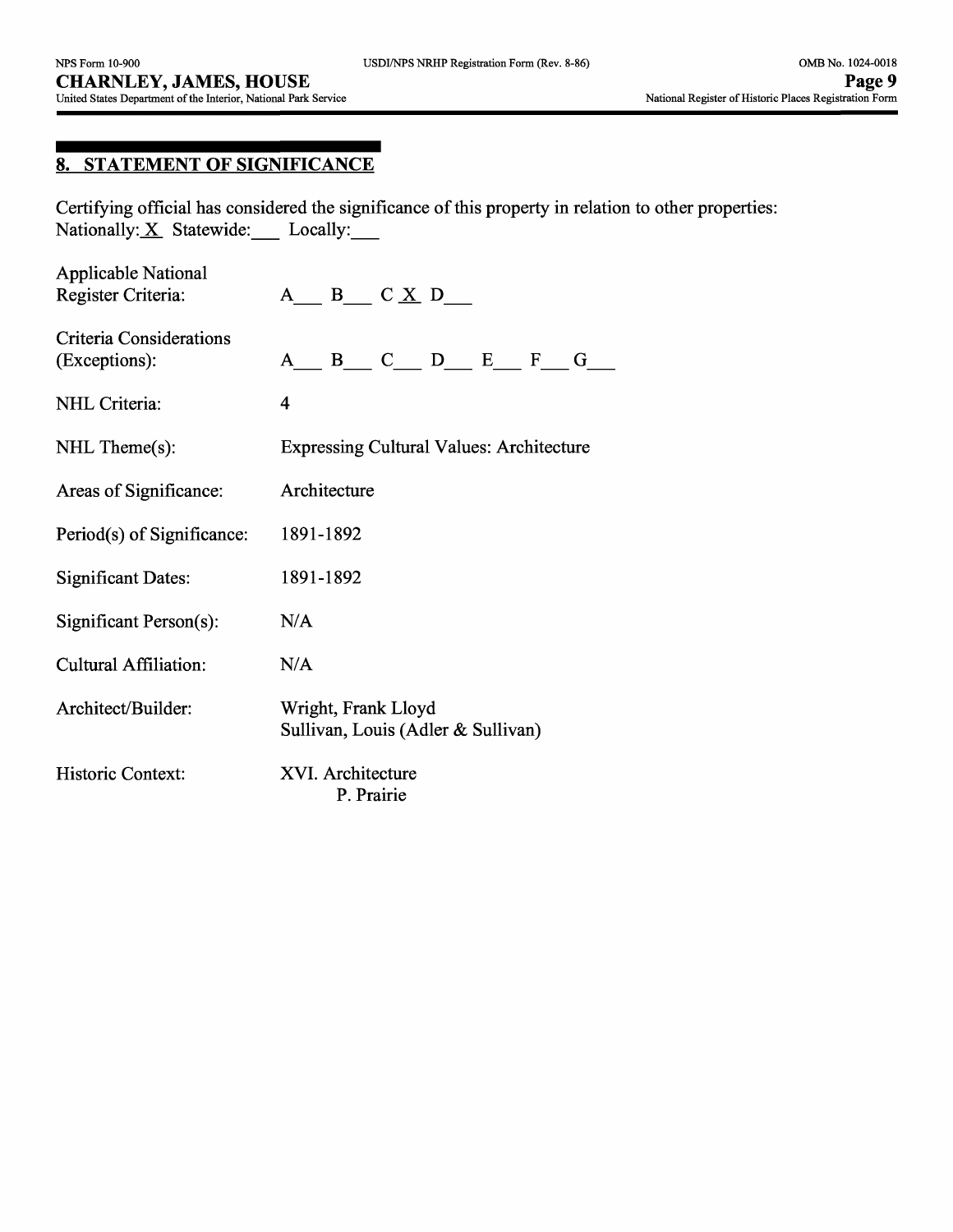## 8. STATEMENT OF SIGNIFICANCE

Certifying official has considered the significance of this property in relation to other properties:
Nationally: X  Statewide: ___  Locally: ___

| | |
|---|---|
| Applicable National Register Criteria: | A___ B___ C X D___ |
| Criteria Considerations (Exceptions): | A___ B___ C___ D___ E___ F___ G___ |
| NHL Criteria: | 4 |
| NHL Theme(s): | Expressing Cultural Values: Architecture |
| Areas of Significance: | Architecture |
| Period(s) of Significance: | 1891-1892 |
| Significant Dates: | 1891-1892 |
| Significant Person(s): | N/A |
| Cultural Affiliation: | N/A |
| Architect/Builder: | Wright, Frank Lloyd<br>Sullivan, Louis (Adler & Sullivan) |
| Historic Context: | XVI. Architecture<br>P. Prairie |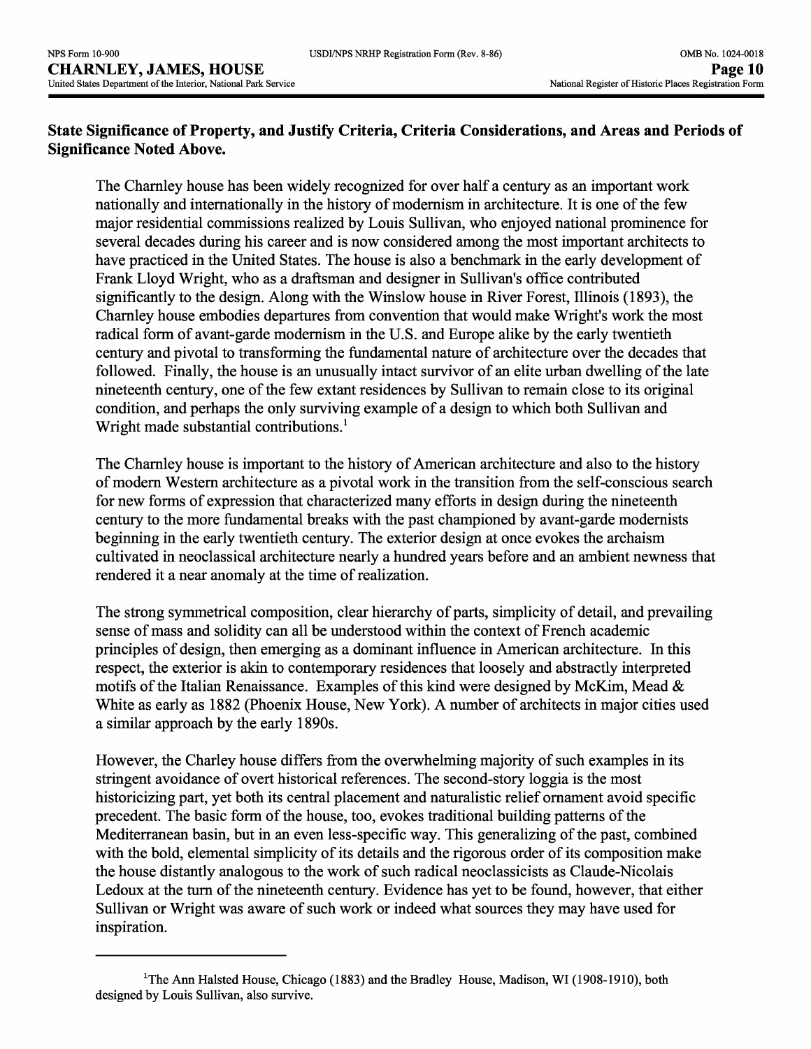**State Significance of Property, and Justify Criteria, Criteria Considerations, and Areas and Periods of Significance Noted Above.**

The Charnley house has been widely recognized for over half a century as an important work nationally and internationally in the history of modernism in architecture. It is one of the few major residential commissions realized by Louis Sullivan, who enjoyed national prominence for several decades during his career and is now considered among the most important architects to have practiced in the United States. The house is also a benchmark in the early development of Frank Lloyd Wright, who as a draftsman and designer in Sullivan's office contributed significantly to the design. Along with the Winslow house in River Forest, Illinois (1893), the Charnley house embodies departures from convention that would make Wright's work the most radical form of avant-garde modernism in the U.S. and Europe alike by the early twentieth century and pivotal to transforming the fundamental nature of architecture over the decades that followed. Finally, the house is an unusually intact survivor of an elite urban dwelling of the late nineteenth century, one of the few extant residences by Sullivan to remain close to its original condition, and perhaps the only surviving example of a design to which both Sullivan and Wright made substantial contributions.[1]

The Charnley house is important to the history of American architecture and also to the history of modern Western architecture as a pivotal work in the transition from the self-conscious search for new forms of expression that characterized many efforts in design during the nineteenth century to the more fundamental breaks with the past championed by avant-garde modernists beginning in the early twentieth century. The exterior design at once evokes the archaism cultivated in neoclassical architecture nearly a hundred years before and an ambient newness that rendered it a near anomaly at the time of realization.

The strong symmetrical composition, clear hierarchy of parts, simplicity of detail, and prevailing sense of mass and solidity can all be understood within the context of French academic principles of design, then emerging as a dominant influence in American architecture. In this respect, the exterior is akin to contemporary residences that loosely and abstractly interpreted motifs of the Italian Renaissance. Examples of this kind were designed by McKim, Mead & White as early as 1882 (Phoenix House, New York). A number of architects in major cities used a similar approach by the early 1890s.

However, the Charley house differs from the overwhelming majority of such examples in its stringent avoidance of overt historical references. The second-story loggia is the most historicizing part, yet both its central placement and naturalistic relief ornament avoid specific precedent. The basic form of the house, too, evokes traditional building patterns of the Mediterranean basin, but in an even less-specific way. This generalizing of the past, combined with the bold, elemental simplicity of its details and the rigorous order of its composition make the house distantly analogous to the work of such radical neoclassicists as Claude-Nicolais Ledoux at the turn of the nineteenth century. Evidence has yet to be found, however, that either Sullivan or Wright was aware of such work or indeed what sources they may have used for inspiration.

---

[1]The Ann Halsted House, Chicago (1883) and the Bradley House, Madison, WI (1908-1910), both designed by Louis Sullivan, also survive.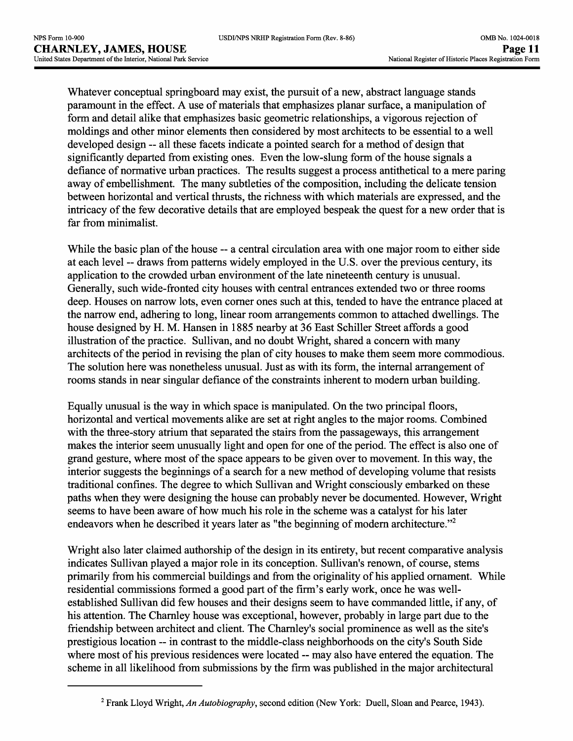Whatever conceptual springboard may exist, the pursuit of a new, abstract language stands paramount in the effect. A use of materials that emphasizes planar surface, a manipulation of form and detail alike that emphasizes basic geometric relationships, a vigorous rejection of moldings and other minor elements then considered by most architects to be essential to a well developed design -- all these facets indicate a pointed search for a method of design that significantly departed from existing ones. Even the low-slung form of the house signals a defiance of normative urban practices. The results suggest a process antithetical to a mere paring away of embellishment. The many subtleties of the composition, including the delicate tension between horizontal and vertical thrusts, the richness with which materials are expressed, and the intricacy of the few decorative details that are employed bespeak the quest for a new order that is far from minimalist.

While the basic plan of the house -- a central circulation area with one major room to either side at each level -- draws from patterns widely employed in the U.S. over the previous century, its application to the crowded urban environment of the late nineteenth century is unusual. Generally, such wide-fronted city houses with central entrances extended two or three rooms deep. Houses on narrow lots, even corner ones such at this, tended to have the entrance placed at the narrow end, adhering to long, linear room arrangements common to attached dwellings. The house designed by H. M. Hansen in 1885 nearby at 36 East Schiller Street affords a good illustration of the practice. Sullivan, and no doubt Wright, shared a concern with many architects of the period in revising the plan of city houses to make them seem more commodious. The solution here was nonetheless unusual. Just as with its form, the internal arrangement of rooms stands in near singular defiance of the constraints inherent to modern urban building.

Equally unusual is the way in which space is manipulated. On the two principal floors, horizontal and vertical movements alike are set at right angles to the major rooms. Combined with the three-story atrium that separated the stairs from the passageways, this arrangement makes the interior seem unusually light and open for one of the period. The effect is also one of grand gesture, where most of the space appears to be given over to movement. In this way, the interior suggests the beginnings of a search for a new method of developing volume that resists traditional confines. The degree to which Sullivan and Wright consciously embarked on these paths when they were designing the house can probably never be documented. However, Wright seems to have been aware of how much his role in the scheme was a catalyst for his later endeavors when he described it years later as "the beginning of modern architecture."[2]

Wright also later claimed authorship of the design in its entirety, but recent comparative analysis indicates Sullivan played a major role in its conception. Sullivan's renown, of course, stems primarily from his commercial buildings and from the originality of his applied ornament. While residential commissions formed a good part of the firm's early work, once he was well-established Sullivan did few houses and their designs seem to have commanded little, if any, of his attention. The Charnley house was exceptional, however, probably in large part due to the friendship between architect and client. The Charnley's social prominence as well as the site's prestigious location -- in contrast to the middle-class neighborhoods on the city's South Side where most of his previous residences were located -- may also have entered the equation. The scheme in all likelihood from submissions by the firm was published in the major architectural

---

[2] Frank Lloyd Wright, *An Autobiography*, second edition (New York: Duell, Sloan and Pearce, 1943).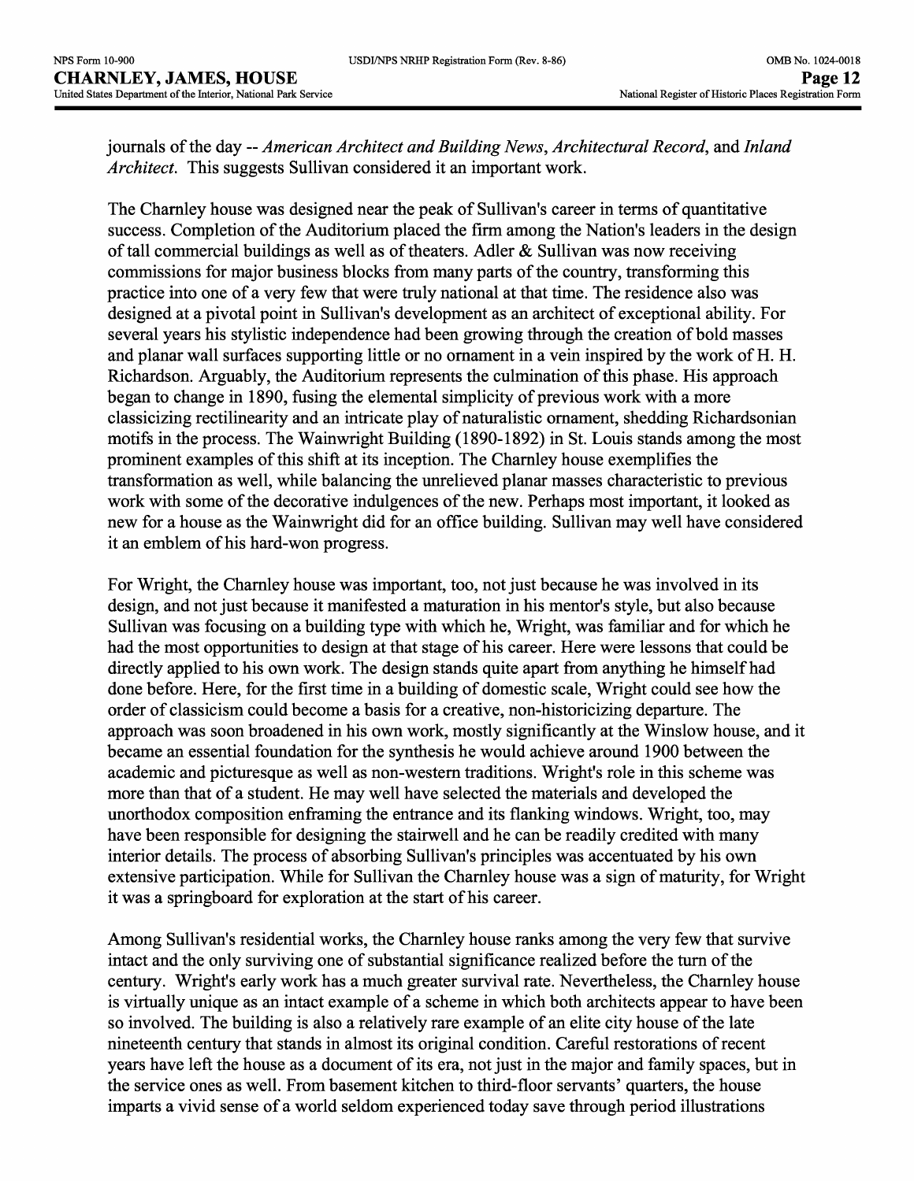journals of the day -- *American Architect and Building News*, *Architectural Record*, and *Inland Architect*. This suggests Sullivan considered it an important work.

The Charnley house was designed near the peak of Sullivan's career in terms of quantitative success. Completion of the Auditorium placed the firm among the Nation's leaders in the design of tall commercial buildings as well as of theaters. Adler & Sullivan was now receiving commissions for major business blocks from many parts of the country, transforming this practice into one of a very few that were truly national at that time. The residence also was designed at a pivotal point in Sullivan's development as an architect of exceptional ability. For several years his stylistic independence had been growing through the creation of bold masses and planar wall surfaces supporting little or no ornament in a vein inspired by the work of H. H. Richardson. Arguably, the Auditorium represents the culmination of this phase. His approach began to change in 1890, fusing the elemental simplicity of previous work with a more classicizing rectilinearity and an intricate play of naturalistic ornament, shedding Richardsonian motifs in the process. The Wainwright Building (1890-1892) in St. Louis stands among the most prominent examples of this shift at its inception. The Charnley house exemplifies the transformation as well, while balancing the unrelieved planar masses characteristic to previous work with some of the decorative indulgences of the new. Perhaps most important, it looked as new for a house as the Wainwright did for an office building. Sullivan may well have considered it an emblem of his hard-won progress.

For Wright, the Charnley house was important, too, not just because he was involved in its design, and not just because it manifested a maturation in his mentor's style, but also because Sullivan was focusing on a building type with which he, Wright, was familiar and for which he had the most opportunities to design at that stage of his career. Here were lessons that could be directly applied to his own work. The design stands quite apart from anything he himself had done before. Here, for the first time in a building of domestic scale, Wright could see how the order of classicism could become a basis for a creative, non-historicizing departure. The approach was soon broadened in his own work, mostly significantly at the Winslow house, and it became an essential foundation for the synthesis he would achieve around 1900 between the academic and picturesque as well as non-western traditions. Wright's role in this scheme was more than that of a student. He may well have selected the materials and developed the unorthodox composition enframing the entrance and its flanking windows. Wright, too, may have been responsible for designing the stairwell and he can be readily credited with many interior details. The process of absorbing Sullivan's principles was accentuated by his own extensive participation. While for Sullivan the Charnley house was a sign of maturity, for Wright it was a springboard for exploration at the start of his career.

Among Sullivan's residential works, the Charnley house ranks among the very few that survive intact and the only surviving one of substantial significance realized before the turn of the century. Wright's early work has a much greater survival rate. Nevertheless, the Charnley house is virtually unique as an intact example of a scheme in which both architects appear to have been so involved. The building is also a relatively rare example of an elite city house of the late nineteenth century that stands in almost its original condition. Careful restorations of recent years have left the house as a document of its era, not just in the major and family spaces, but in the service ones as well. From basement kitchen to third-floor servants' quarters, the house imparts a vivid sense of a world seldom experienced today save through period illustrations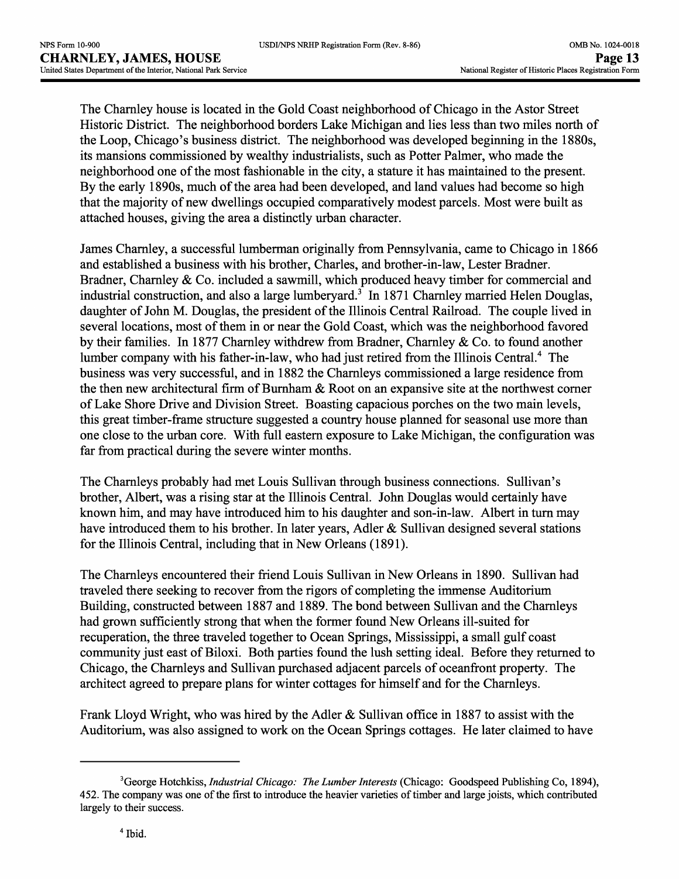The Charnley house is located in the Gold Coast neighborhood of Chicago in the Astor Street Historic District. The neighborhood borders Lake Michigan and lies less than two miles north of the Loop, Chicago's business district. The neighborhood was developed beginning in the 1880s, its mansions commissioned by wealthy industrialists, such as Potter Palmer, who made the neighborhood one of the most fashionable in the city, a stature it has maintained to the present. By the early 1890s, much of the area had been developed, and land values had become so high that the majority of new dwellings occupied comparatively modest parcels. Most were built as attached houses, giving the area a distinctly urban character.

James Charnley, a successful lumberman originally from Pennsylvania, came to Chicago in 1866 and established a business with his brother, Charles, and brother-in-law, Lester Bradner. Bradner, Charnley & Co. included a sawmill, which produced heavy timber for commercial and industrial construction, and also a large lumberyard.[3] In 1871 Charnley married Helen Douglas, daughter of John M. Douglas, the president of the Illinois Central Railroad. The couple lived in several locations, most of them in or near the Gold Coast, which was the neighborhood favored by their families. In 1877 Charnley withdrew from Bradner, Charnley & Co. to found another lumber company with his father-in-law, who had just retired from the Illinois Central.[4] The business was very successful, and in 1882 the Charnleys commissioned a large residence from the then new architectural firm of Burnham & Root on an expansive site at the northwest corner of Lake Shore Drive and Division Street. Boasting capacious porches on the two main levels, this great timber-frame structure suggested a country house planned for seasonal use more than one close to the urban core. With full eastern exposure to Lake Michigan, the configuration was far from practical during the severe winter months.

The Charnleys probably had met Louis Sullivan through business connections. Sullivan's brother, Albert, was a rising star at the Illinois Central. John Douglas would certainly have known him, and may have introduced him to his daughter and son-in-law. Albert in turn may have introduced them to his brother. In later years, Adler & Sullivan designed several stations for the Illinois Central, including that in New Orleans (1891).

The Charnleys encountered their friend Louis Sullivan in New Orleans in 1890. Sullivan had traveled there seeking to recover from the rigors of completing the immense Auditorium Building, constructed between 1887 and 1889. The bond between Sullivan and the Charnleys had grown sufficiently strong that when the former found New Orleans ill-suited for recuperation, the three traveled together to Ocean Springs, Mississippi, a small gulf coast community just east of Biloxi. Both parties found the lush setting ideal. Before they returned to Chicago, the Charnleys and Sullivan purchased adjacent parcels of oceanfront property. The architect agreed to prepare plans for winter cottages for himself and for the Charnleys.

Frank Lloyd Wright, who was hired by the Adler & Sullivan office in 1887 to assist with the Auditorium, was also assigned to work on the Ocean Springs cottages. He later claimed to have

---

[3] George Hotchkiss, *Industrial Chicago: The Lumber Interests* (Chicago: Goodspeed Publishing Co, 1894), 452. The company was one of the first to introduce the heavier varieties of timber and large joists, which contributed largely to their success.

[4] Ibid.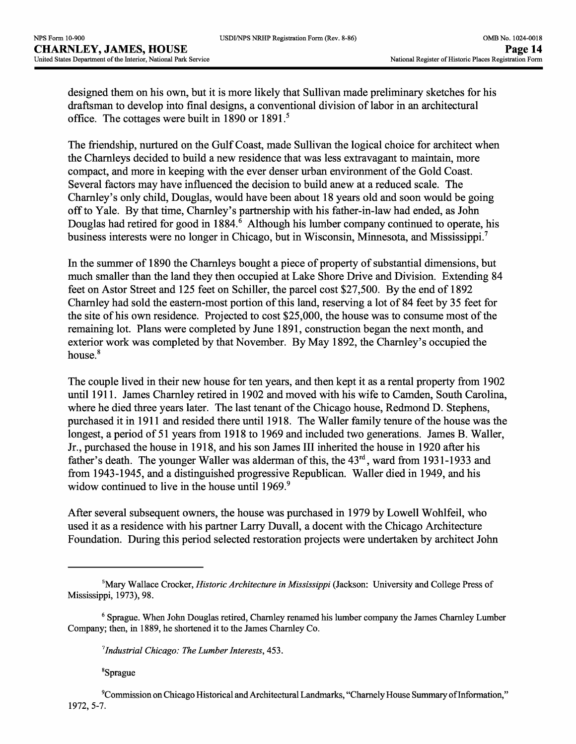designed them on his own, but it is more likely that Sullivan made preliminary sketches for his draftsman to develop into final designs, a conventional division of labor in an architectural office. The cottages were built in 1890 or 1891.[5]

The friendship, nurtured on the Gulf Coast, made Sullivan the logical choice for architect when the Charnleys decided to build a new residence that was less extravagant to maintain, more compact, and more in keeping with the ever denser urban environment of the Gold Coast. Several factors may have influenced the decision to build anew at a reduced scale. The Charnley's only child, Douglas, would have been about 18 years old and soon would be going off to Yale. By that time, Charnley's partnership with his father-in-law had ended, as John Douglas had retired for good in 1884.[6] Although his lumber company continued to operate, his business interests were no longer in Chicago, but in Wisconsin, Minnesota, and Mississippi.[7]

In the summer of 1890 the Charnleys bought a piece of property of substantial dimensions, but much smaller than the land they then occupied at Lake Shore Drive and Division. Extending 84 feet on Astor Street and 125 feet on Schiller, the parcel cost $27,500. By the end of 1892 Charnley had sold the eastern-most portion of this land, reserving a lot of 84 feet by 35 feet for the site of his own residence. Projected to cost $25,000, the house was to consume most of the remaining lot. Plans were completed by June 1891, construction began the next month, and exterior work was completed by that November. By May 1892, the Charnley's occupied the house.[8]

The couple lived in their new house for ten years, and then kept it as a rental property from 1902 until 1911. James Charnley retired in 1902 and moved with his wife to Camden, South Carolina, where he died three years later. The last tenant of the Chicago house, Redmond D. Stephens, purchased it in 1911 and resided there until 1918. The Waller family tenure of the house was the longest, a period of 51 years from 1918 to 1969 and included two generations. James B. Waller, Jr., purchased the house in 1918, and his son James III inherited the house in 1920 after his father's death. The younger Waller was alderman of this, the 43rd, ward from 1931-1933 and from 1943-1945, and a distinguished progressive Republican. Waller died in 1949, and his widow continued to live in the house until 1969.[9]

After several subsequent owners, the house was purchased in 1979 by Lowell Wohlfeil, who used it as a residence with his partner Larry Duvall, a docent with the Chicago Architecture Foundation. During this period selected restoration projects were undertaken by architect John

---

[5] Mary Wallace Crocker, *Historic Architecture in Mississippi* (Jackson: University and College Press of Mississippi, 1973), 98.

[6] Sprague. When John Douglas retired, Charnley renamed his lumber company the James Charnley Lumber Company; then, in 1889, he shortened it to the James Charnley Co.

[7] *Industrial Chicago: The Lumber Interests*, 453.

[8] Sprague

[9] Commission on Chicago Historical and Architectural Landmarks, "Charnely House Summary of Information," 1972, 5-7.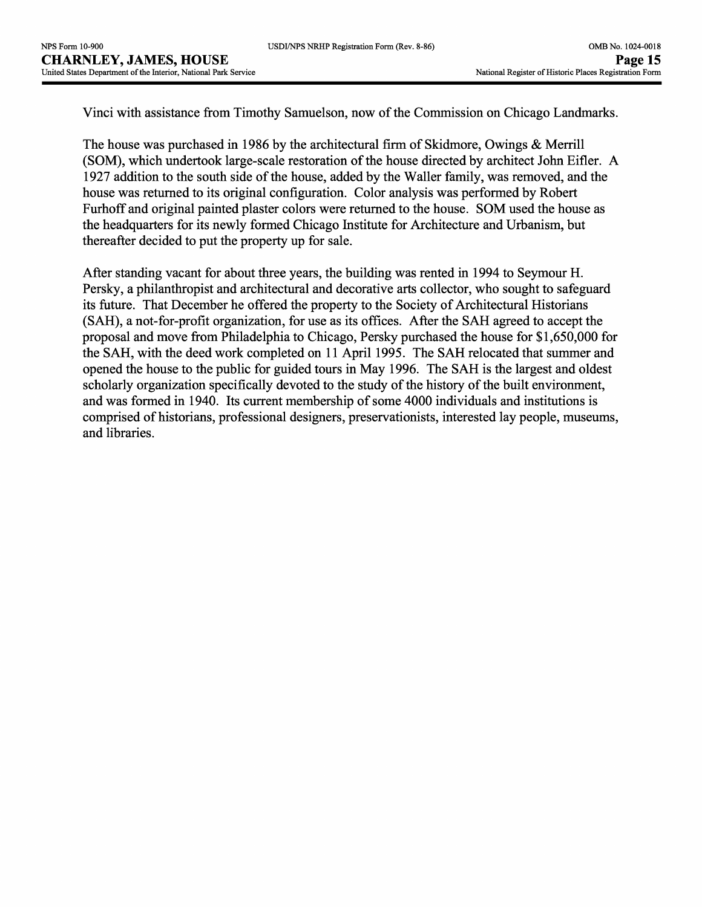Vinci with assistance from Timothy Samuelson, now of the Commission on Chicago Landmarks.

The house was purchased in 1986 by the architectural firm of Skidmore, Owings & Merrill (SOM), which undertook large-scale restoration of the house directed by architect John Eifler. A 1927 addition to the south side of the house, added by the Waller family, was removed, and the house was returned to its original configuration. Color analysis was performed by Robert Furhoff and original painted plaster colors were returned to the house. SOM used the house as the headquarters for its newly formed Chicago Institute for Architecture and Urbanism, but thereafter decided to put the property up for sale.

After standing vacant for about three years, the building was rented in 1994 to Seymour H. Persky, a philanthropist and architectural and decorative arts collector, who sought to safeguard its future. That December he offered the property to the Society of Architectural Historians (SAH), a not-for-profit organization, for use as its offices. After the SAH agreed to accept the proposal and move from Philadelphia to Chicago, Persky purchased the house for $1,650,000 for the SAH, with the deed work completed on 11 April 1995. The SAH relocated that summer and opened the house to the public for guided tours in May 1996. The SAH is the largest and oldest scholarly organization specifically devoted to the study of the history of the built environment, and was formed in 1940. Its current membership of some 4000 individuals and institutions is comprised of historians, professional designers, preservationists, interested lay people, museums, and libraries.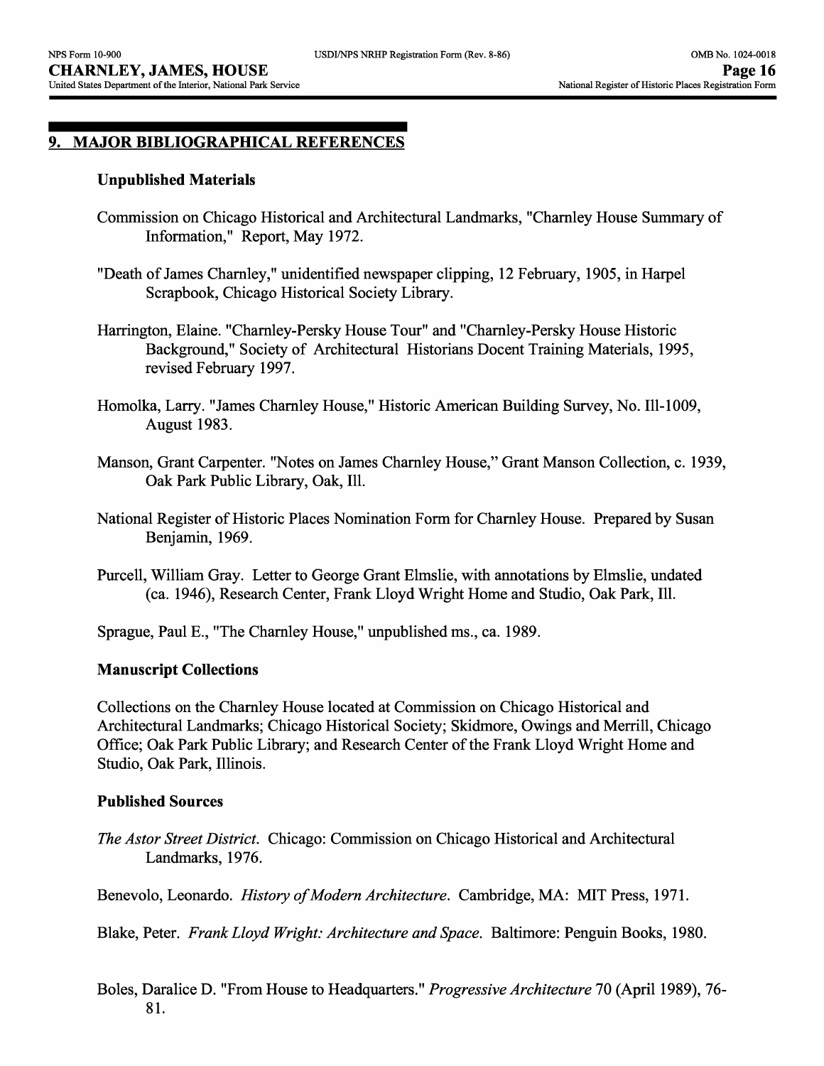## 9. MAJOR BIBLIOGRAPHICAL REFERENCES

### Unpublished Materials

Commission on Chicago Historical and Architectural Landmarks, "Charnley House Summary of Information," Report, May 1972.

"Death of James Charnley," unidentified newspaper clipping, 12 February, 1905, in Harpel Scrapbook, Chicago Historical Society Library.

Harrington, Elaine. "Charnley-Persky House Tour" and "Charnley-Persky House Historic Background," Society of Architectural Historians Docent Training Materials, 1995, revised February 1997.

Homolka, Larry. "James Charnley House," Historic American Building Survey, No. Ill-1009, August 1983.

Manson, Grant Carpenter. "Notes on James Charnley House," Grant Manson Collection, c. 1939, Oak Park Public Library, Oak, Ill.

National Register of Historic Places Nomination Form for Charnley House. Prepared by Susan Benjamin, 1969.

Purcell, William Gray. Letter to George Grant Elmslie, with annotations by Elmslie, undated (ca. 1946), Research Center, Frank Lloyd Wright Home and Studio, Oak Park, Ill.

Sprague, Paul E., "The Charnley House," unpublished ms., ca. 1989.

### Manuscript Collections

Collections on the Charnley House located at Commission on Chicago Historical and Architectural Landmarks; Chicago Historical Society; Skidmore, Owings and Merrill, Chicago Office; Oak Park Public Library; and Research Center of the Frank Lloyd Wright Home and Studio, Oak Park, Illinois.

### Published Sources

*The Astor Street District*. Chicago: Commission on Chicago Historical and Architectural Landmarks, 1976.

Benevolo, Leonardo. *History of Modern Architecture*. Cambridge, MA: MIT Press, 1971.

Blake, Peter. *Frank Lloyd Wright: Architecture and Space*. Baltimore: Penguin Books, 1980.

Boles, Daralice D. "From House to Headquarters." *Progressive Architecture* 70 (April 1989), 76-81.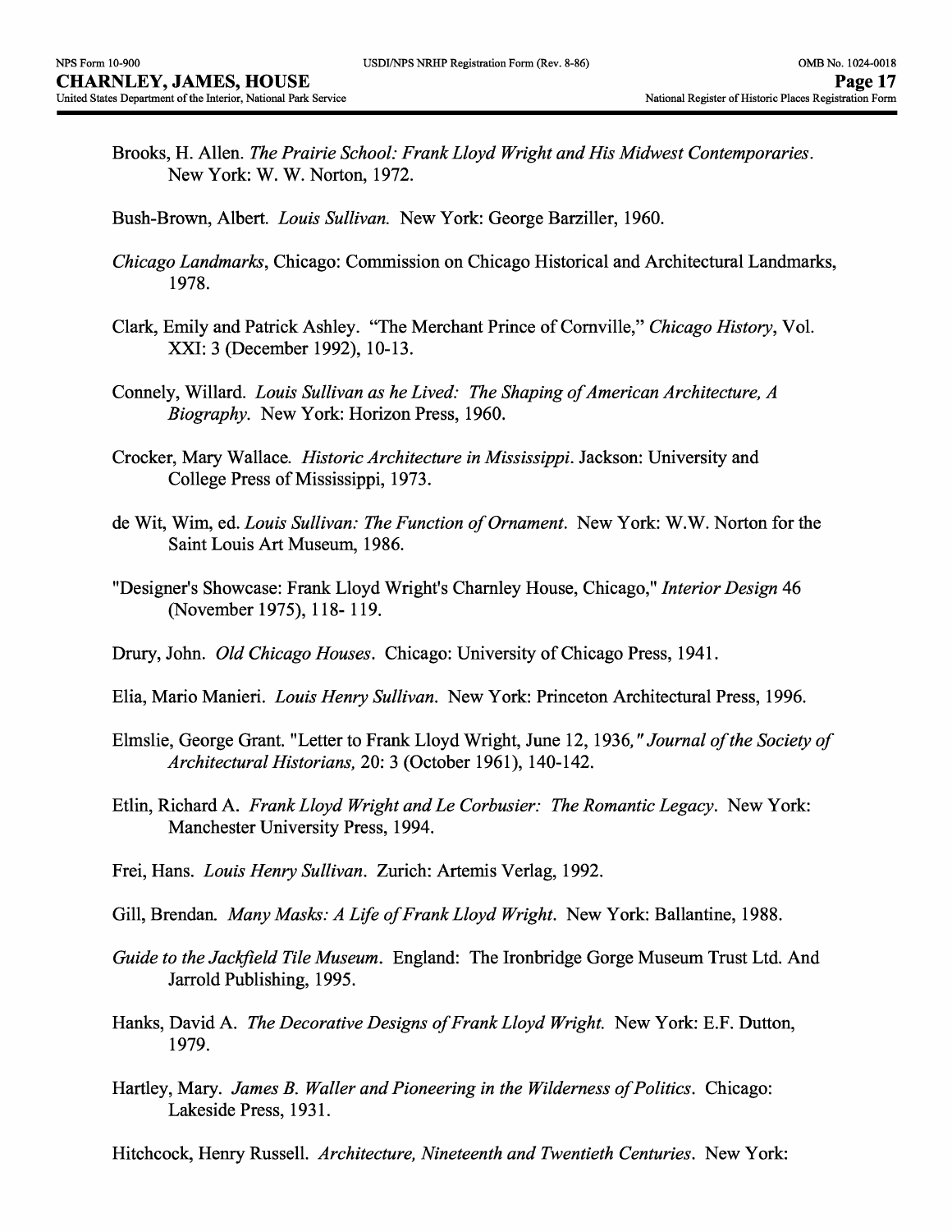Brooks, H. Allen. *The Prairie School: Frank Lloyd Wright and His Midwest Contemporaries*. New York: W. W. Norton, 1972.

Bush-Brown, Albert. *Louis Sullivan.* New York: George Barziller, 1960.

*Chicago Landmarks*, Chicago: Commission on Chicago Historical and Architectural Landmarks, 1978.

Clark, Emily and Patrick Ashley. "The Merchant Prince of Cornville," *Chicago History*, Vol. XXI: 3 (December 1992), 10-13.

Connely, Willard. *Louis Sullivan as he Lived: The Shaping of American Architecture, A Biography*. New York: Horizon Press, 1960.

Crocker, Mary Wallace. *Historic Architecture in Mississippi*. Jackson: University and College Press of Mississippi, 1973.

de Wit, Wim, ed. *Louis Sullivan: The Function of Ornament*. New York: W.W. Norton for the Saint Louis Art Museum, 1986.

"Designer's Showcase: Frank Lloyd Wright's Charnley House, Chicago," *Interior Design* 46 (November 1975), 118- 119.

Drury, John. *Old Chicago Houses*. Chicago: University of Chicago Press, 1941.

Elia, Mario Manieri. *Louis Henry Sullivan*. New York: Princeton Architectural Press, 1996.

Elmslie, George Grant. "Letter to Frank Lloyd Wright, June 12, 1936," *Journal of the Society of Architectural Historians,* 20: 3 (October 1961), 140-142.

Etlin, Richard A. *Frank Lloyd Wright and Le Corbusier: The Romantic Legacy*. New York: Manchester University Press, 1994.

Frei, Hans. *Louis Henry Sullivan*. Zurich: Artemis Verlag, 1992.

Gill, Brendan. *Many Masks: A Life of Frank Lloyd Wright*. New York: Ballantine, 1988.

*Guide to the Jackfield Tile Museum*. England: The Ironbridge Gorge Museum Trust Ltd. And Jarrold Publishing, 1995.

Hanks, David A. *The Decorative Designs of Frank Lloyd Wright.* New York: E.F. Dutton, 1979.

Hartley, Mary. *James B. Waller and Pioneering in the Wilderness of Politics*. Chicago: Lakeside Press, 1931.

Hitchcock, Henry Russell. *Architecture, Nineteenth and Twentieth Centuries*. New York: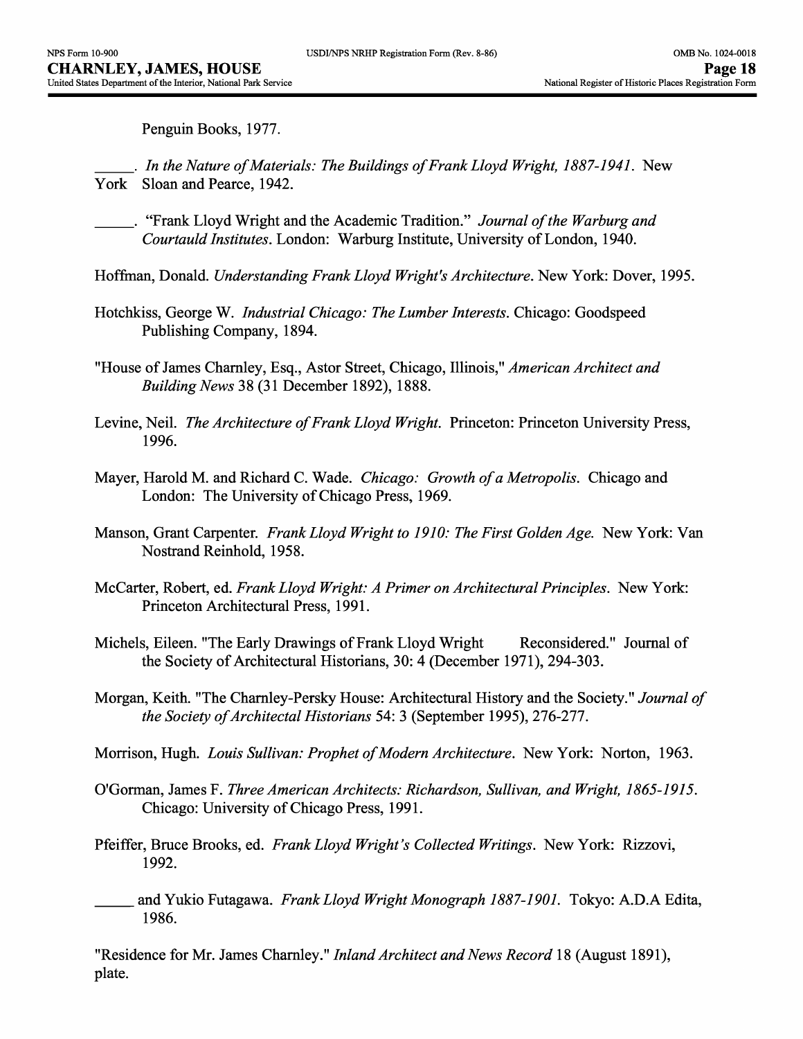Penguin Books, 1977.

_____. *In the Nature of Materials: The Buildings of Frank Lloyd Wright, 1887-1941*. New York Sloan and Pearce, 1942.

_____. "Frank Lloyd Wright and the Academic Tradition." *Journal of the Warburg and Courtauld Institutes*. London: Warburg Institute, University of London, 1940.

Hoffman, Donald. *Understanding Frank Lloyd Wright's Architecture*. New York: Dover, 1995.

Hotchkiss, George W. *Industrial Chicago: The Lumber Interests*. Chicago: Goodspeed Publishing Company, 1894.

"House of James Charnley, Esq., Astor Street, Chicago, Illinois," *American Architect and Building News* 38 (31 December 1892), 1888.

Levine, Neil. *The Architecture of Frank Lloyd Wright*. Princeton: Princeton University Press, 1996.

Mayer, Harold M. and Richard C. Wade. *Chicago: Growth of a Metropolis*. Chicago and London: The University of Chicago Press, 1969.

Manson, Grant Carpenter. *Frank Lloyd Wright to 1910: The First Golden Age.* New York: Van Nostrand Reinhold, 1958.

McCarter, Robert, ed. *Frank Lloyd Wright: A Primer on Architectural Principles*. New York: Princeton Architectural Press, 1991.

Michels, Eileen. "The Early Drawings of Frank Lloyd Wright Reconsidered." Journal of the Society of Architectural Historians, 30: 4 (December 1971), 294-303.

Morgan, Keith. "The Charnley-Persky House: Architectural History and the Society." *Journal of the Society of Architectal Historians* 54: 3 (September 1995), 276-277.

Morrison, Hugh. *Louis Sullivan: Prophet of Modern Architecture*. New York: Norton, 1963.

O'Gorman, James F. *Three American Architects: Richardson, Sullivan, and Wright, 1865-1915*. Chicago: University of Chicago Press, 1991.

Pfeiffer, Bruce Brooks, ed. *Frank Lloyd Wright's Collected Writings*. New York: Rizzovi, 1992.

_____ and Yukio Futagawa. *Frank Lloyd Wright Monograph 1887-1901.* Tokyo: A.D.A Edita, 1986.

"Residence for Mr. James Charnley." *Inland Architect and News Record* 18 (August 1891), plate.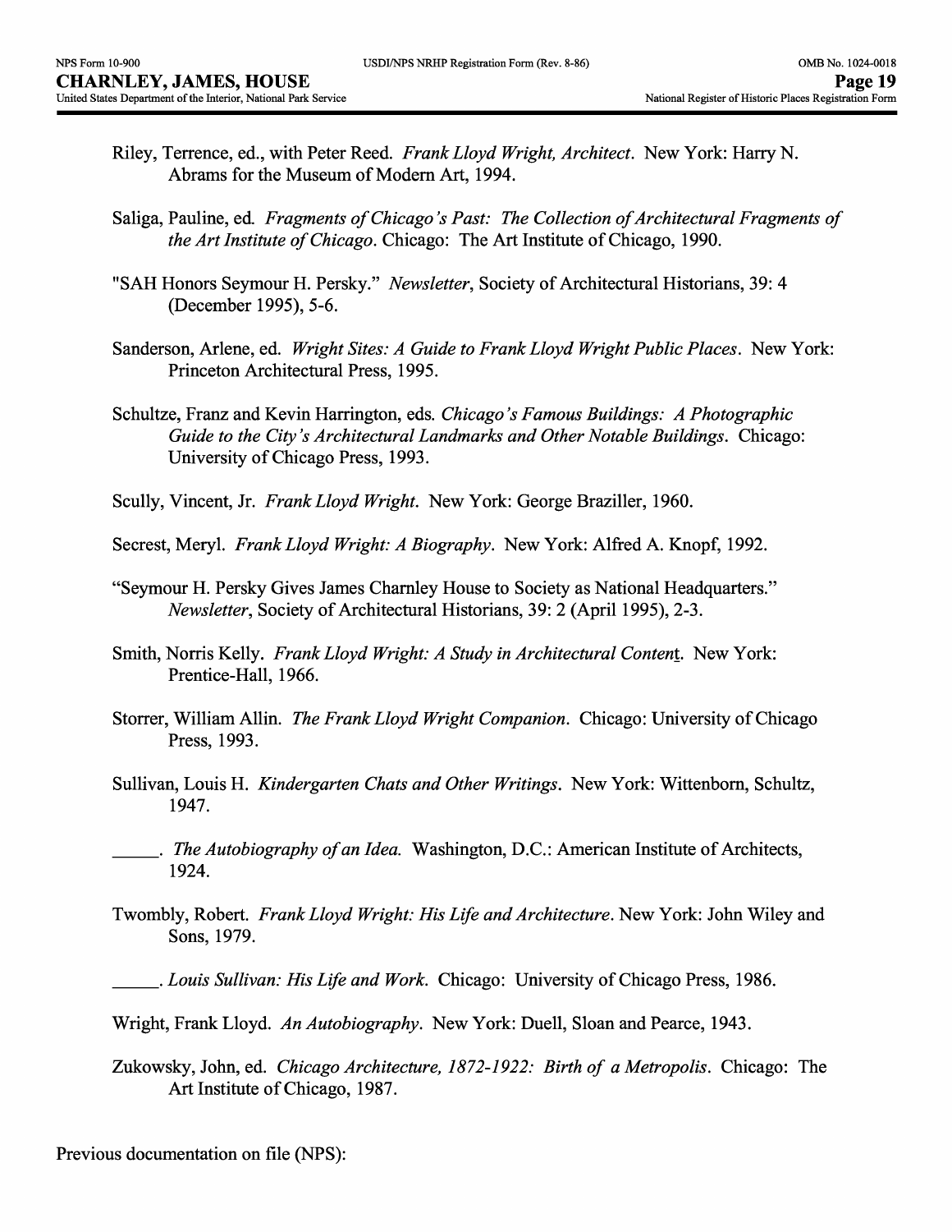Riley, Terrence, ed., with Peter Reed. *Frank Lloyd Wright, Architect*. New York: Harry N. Abrams for the Museum of Modern Art, 1994.

Saliga, Pauline, ed. *Fragments of Chicago's Past: The Collection of Architectural Fragments of the Art Institute of Chicago*. Chicago: The Art Institute of Chicago, 1990.

"SAH Honors Seymour H. Persky." *Newsletter*, Society of Architectural Historians, 39: 4 (December 1995), 5-6.

Sanderson, Arlene, ed. *Wright Sites: A Guide to Frank Lloyd Wright Public Places*. New York: Princeton Architectural Press, 1995.

Schultze, Franz and Kevin Harrington, eds. *Chicago's Famous Buildings: A Photographic Guide to the City's Architectural Landmarks and Other Notable Buildings*. Chicago: University of Chicago Press, 1993.

Scully, Vincent, Jr. *Frank Lloyd Wright*. New York: George Braziller, 1960.

Secrest, Meryl. *Frank Lloyd Wright: A Biography*. New York: Alfred A. Knopf, 1992.

"Seymour H. Persky Gives James Charnley House to Society as National Headquarters." *Newsletter*, Society of Architectural Historians, 39: 2 (April 1995), 2-3.

Smith, Norris Kelly. *Frank Lloyd Wright: A Study in Architectural Content*. New York: Prentice-Hall, 1966.

Storrer, William Allin. *The Frank Lloyd Wright Companion*. Chicago: University of Chicago Press, 1993.

Sullivan, Louis H. *Kindergarten Chats and Other Writings*. New York: Wittenborn, Schultz, 1947.

_____. *The Autobiography of an Idea.* Washington, D.C.: American Institute of Architects, 1924.

Twombly, Robert. *Frank Lloyd Wright: His Life and Architecture*. New York: John Wiley and Sons, 1979.

_____. *Louis Sullivan: His Life and Work*. Chicago: University of Chicago Press, 1986.

Wright, Frank Lloyd. *An Autobiography*. New York: Duell, Sloan and Pearce, 1943.

Zukowsky, John, ed. *Chicago Architecture, 1872-1922: Birth of a Metropolis*. Chicago: The Art Institute of Chicago, 1987.

Previous documentation on file (NPS):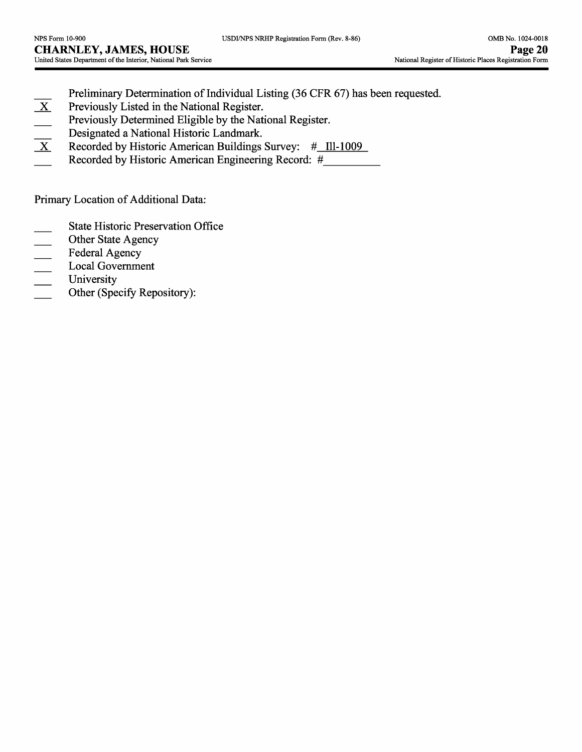___ Preliminary Determination of Individual Listing (36 CFR 67) has been requested.
_X_ Previously Listed in the National Register.
___ Previously Determined Eligible by the National Register.
___ Designated a National Historic Landmark.
_X_ Recorded by Historic American Buildings Survey: # Ill-1009
___ Recorded by Historic American Engineering Record: #__________

Primary Location of Additional Data:

___ State Historic Preservation Office
___ Other State Agency
___ Federal Agency
___ Local Government
___ University
___ Other (Specify Repository):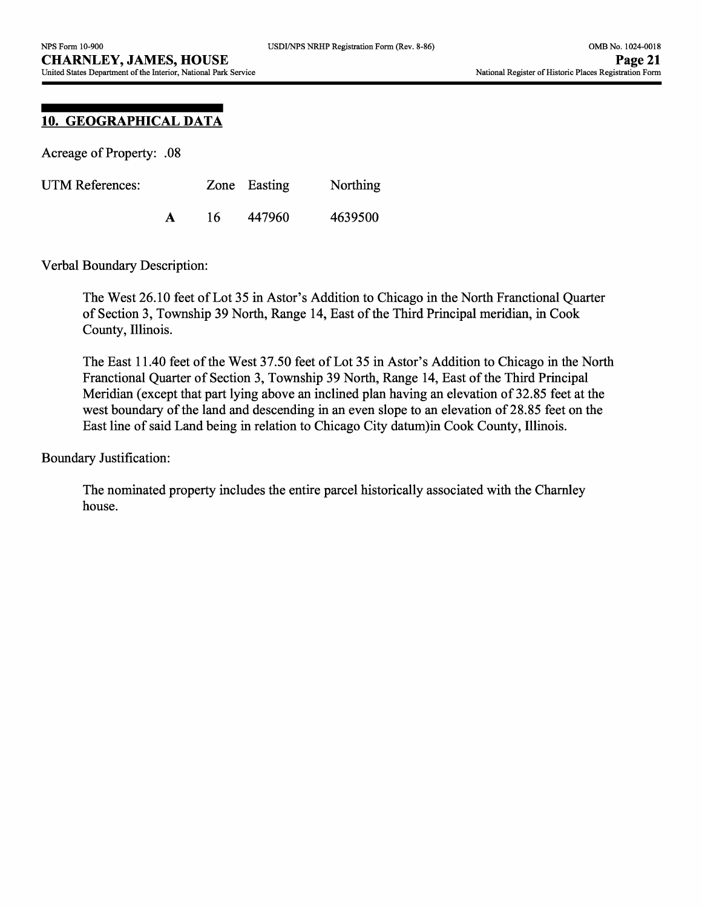## 10. GEOGRAPHICAL DATA

Acreage of Property: .08

| UTM References: | | Zone | Easting | Northing |
|---|---|---|---|---|
| | **A** | 16 | 447960 | 4639500 |

Verbal Boundary Description:

The West 26.10 feet of Lot 35 in Astor's Addition to Chicago in the North Franctional Quarter of Section 3, Township 39 North, Range 14, East of the Third Principal meridian, in Cook County, Illinois.

The East 11.40 feet of the West 37.50 feet of Lot 35 in Astor's Addition to Chicago in the North Franctional Quarter of Section 3, Township 39 North, Range 14, East of the Third Principal Meridian (except that part lying above an inclined plan having an elevation of 32.85 feet at the west boundary of the land and descending in an even slope to an elevation of 28.85 feet on the East line of said Land being in relation to Chicago City datum)in Cook County, Illinois.

Boundary Justification:

The nominated property includes the entire parcel historically associated with the Charnley house.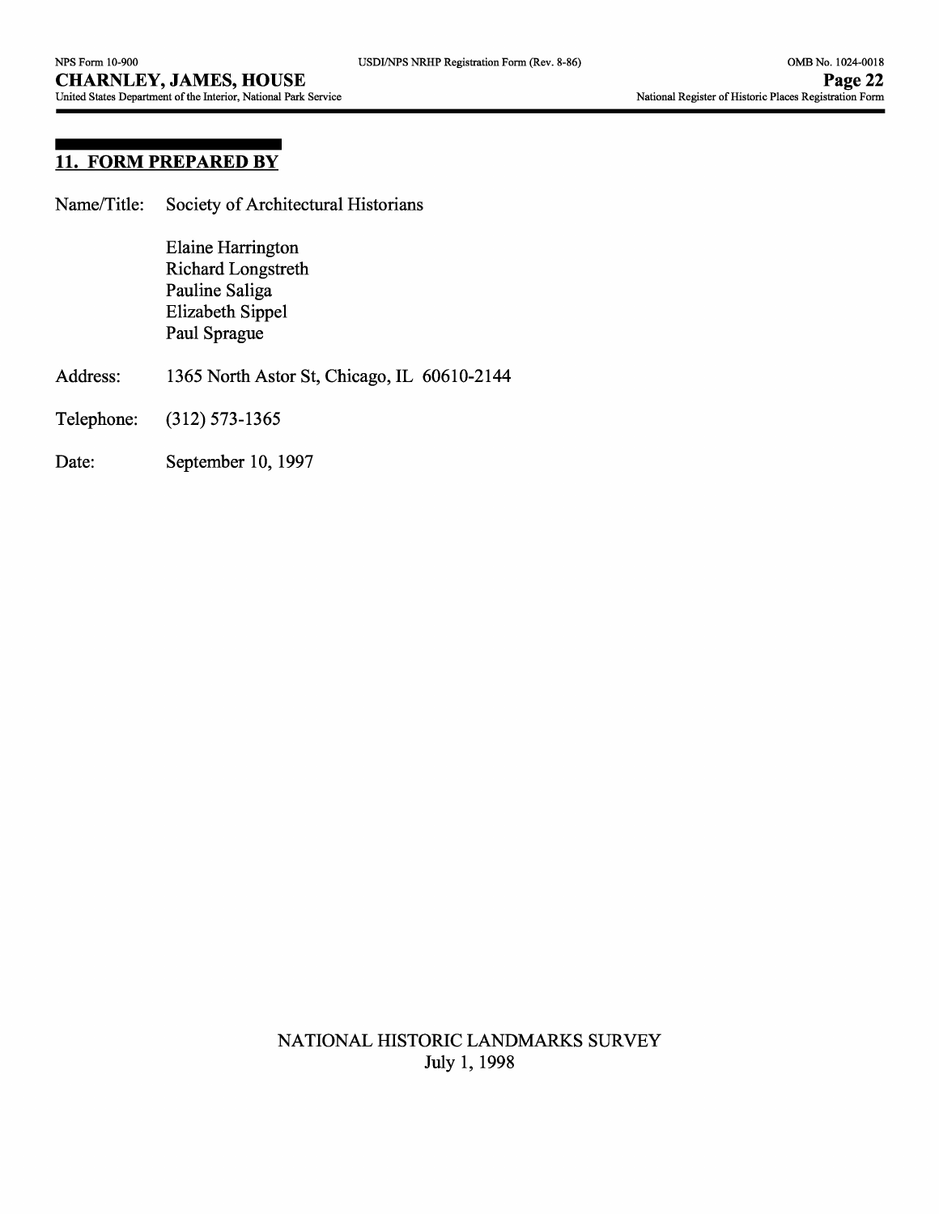## 11. FORM PREPARED BY

Name/Title: Society of Architectural Historians

Elaine Harrington
Richard Longstreth
Pauline Saliga
Elizabeth Sippel
Paul Sprague

Address: 1365 North Astor St, Chicago, IL 60610-2144

Telephone: (312) 573-1365

Date: September 10, 1997

NATIONAL HISTORIC LANDMARKS SURVEY
July 1, 1998